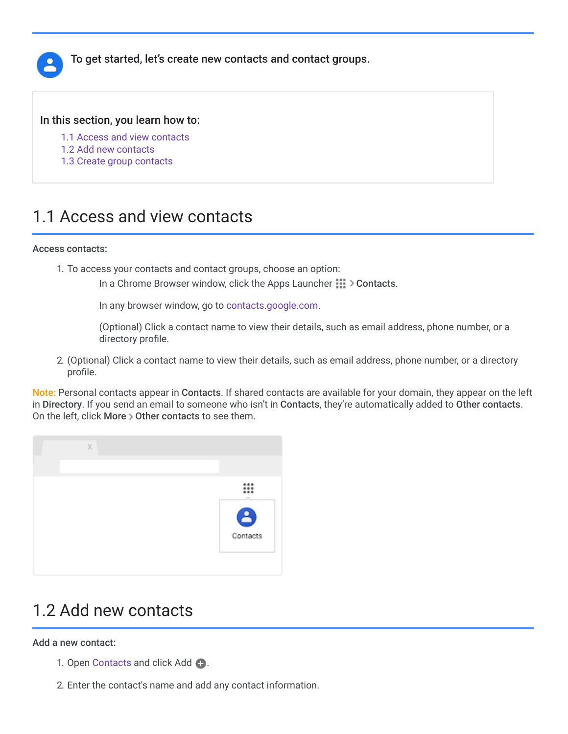**To get started, let's create new contacts and contact groups.**

**In this section, you learn how to:**

1.1 Access and view contacts
1.2 Add new contacts
1.3 Create group contacts

# 1.1 Access and view contacts

**Access contacts:**

1. To access your contacts and contact groups, choose an option:

   In a Chrome Browser window, click the Apps Launcher > **Contacts**.

   In any browser window, go to contacts.google.com.

   (Optional) Click a contact name to view their details, such as email address, phone number, or a directory profile.

2. (Optional) Click a contact name to view their details, such as email address, phone number, or a directory profile.

Note: Personal contacts appear in **Contacts**. If shared contacts are available for your domain, they appear on the left in **Directory**. If you send an email to someone who isn't in **Contacts**, they're automatically added to **Other contacts**. On the left, click **More** > **Other contacts** to see them.

# 1.2 Add new contacts

**Add a new contact:**

1. Open Contacts and click Add.
2. Enter the contact's name and add any contact information.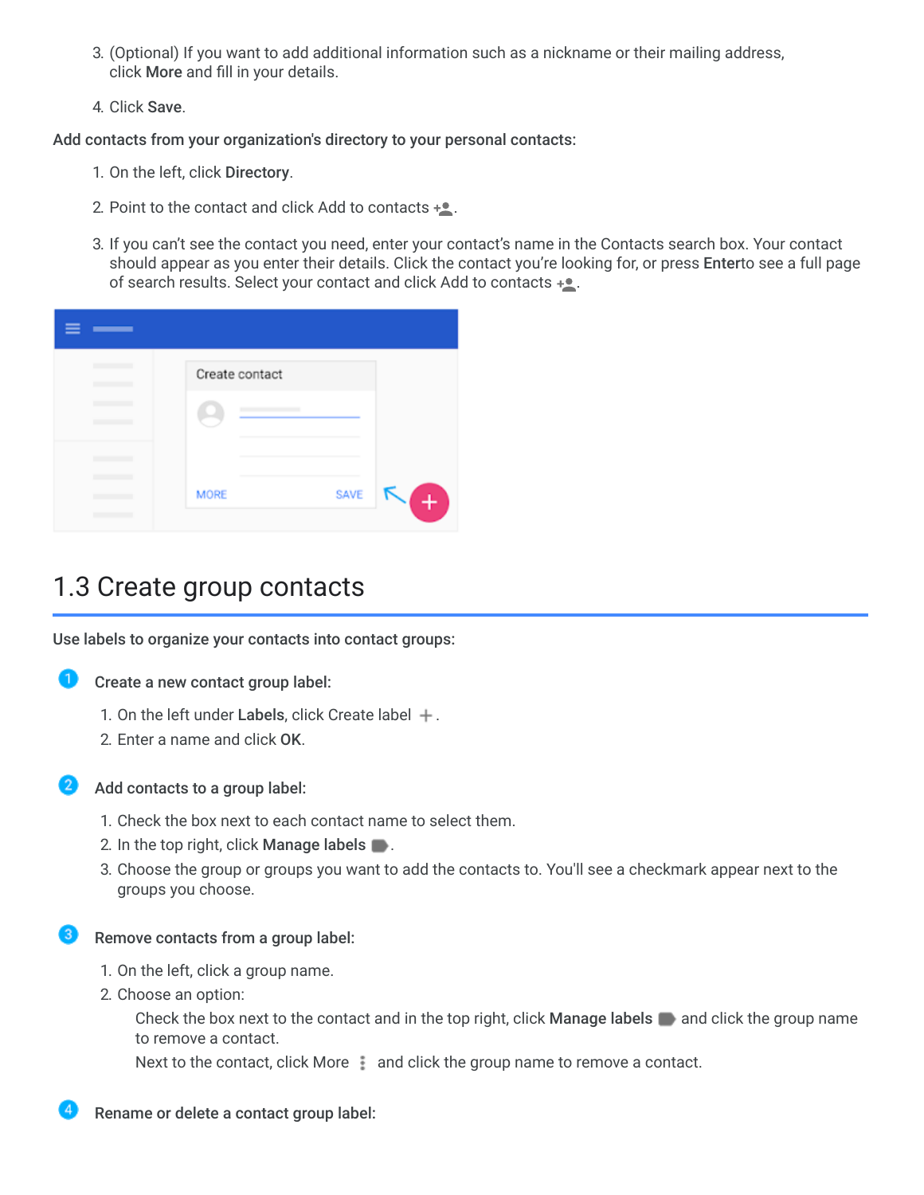3. (Optional) If you want to add additional information such as a nickname or their mailing address, click **More** and fill in your details.

4. Click **Save**.

**Add contacts from your organization's directory to your personal contacts:**

1. On the left, click **Directory**.

2. Point to the contact and click Add to contacts.

3. If you can't see the contact you need, enter your contact's name in the Contacts search box. Your contact should appear as you enter their details. Click the contact you're looking for, or press **Enter**to see a full page of search results. Select your contact and click Add to contacts.

## 1.3 Create group contacts

**Use labels to organize your contacts into contact groups:**

1. **Create a new contact group label:**
   1. On the left under **Labels**, click Create label +.
   2. Enter a name and click **OK**.

2. **Add contacts to a group label:**
   1. Check the box next to each contact name to select them.
   2. In the top right, click **Manage labels**.
   3. Choose the group or groups you want to add the contacts to. You'll see a checkmark appear next to the groups you choose.

3. **Remove contacts from a group label:**
   1. On the left, click a group name.
   2. Choose an option:
      - Check the box next to the contact and in the top right, click **Manage labels** and click the group name to remove a contact.
      - Next to the contact, click More ⋮ and click the group name to remove a contact.

4. **Rename or delete a contact group label:**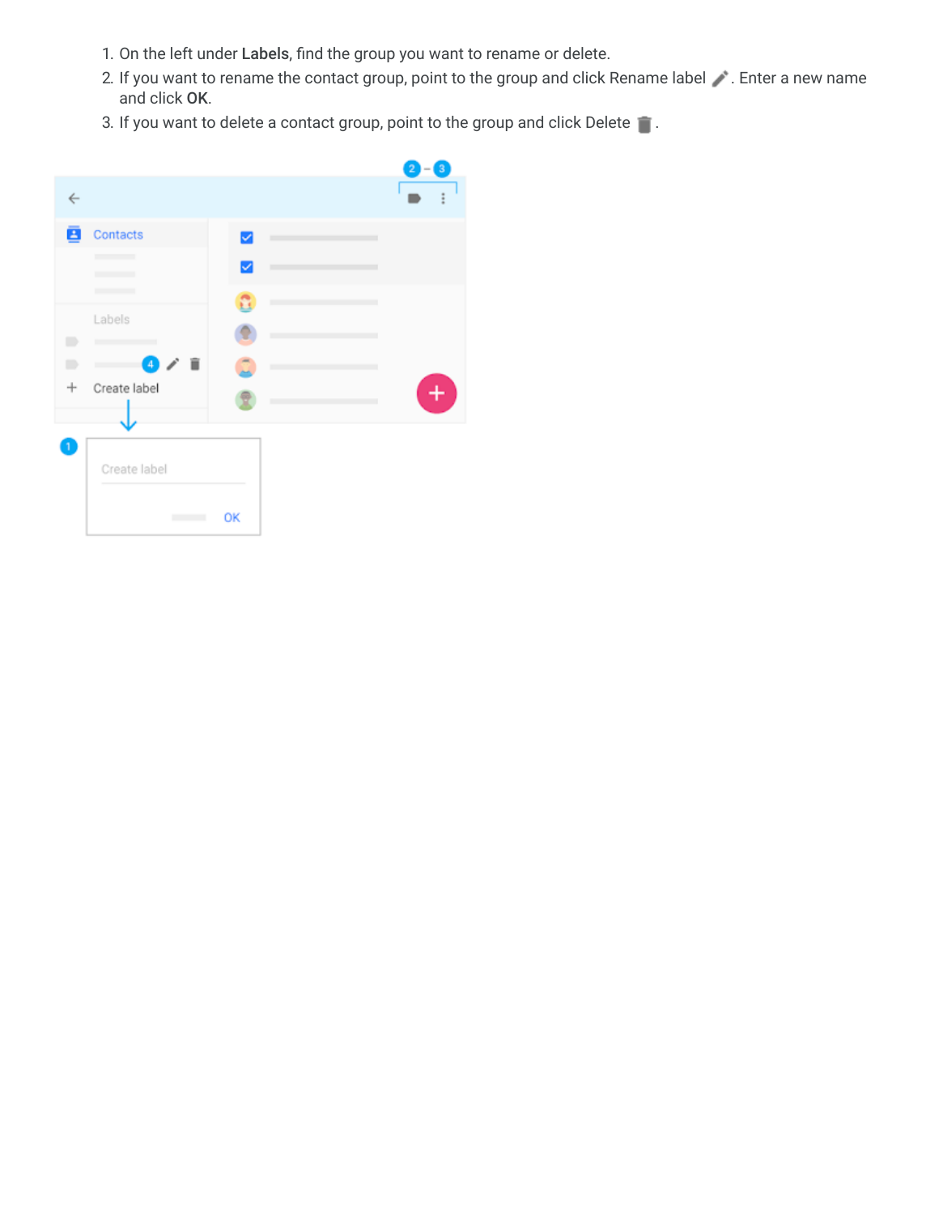1. On the left under **Labels**, find the group you want to rename or delete.
2. If you want to rename the contact group, point to the group and click Rename label ✏. Enter a new name and click **OK**.
3. If you want to delete a contact group, point to the group and click Delete 🗑.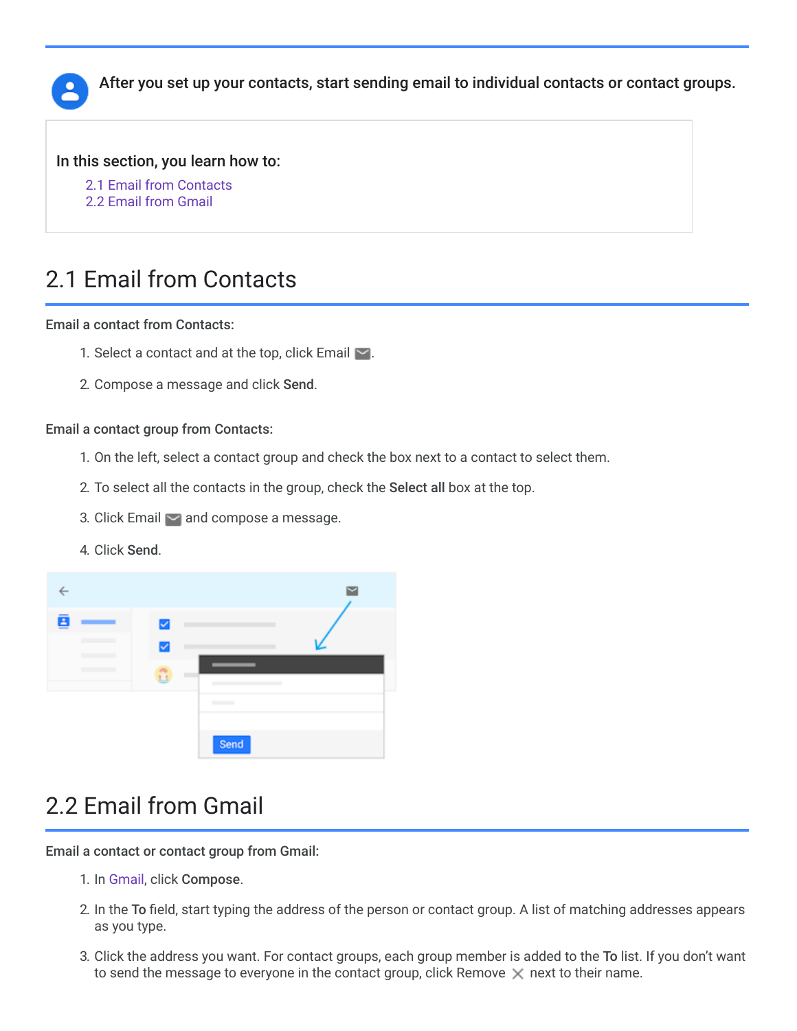After you set up your contacts, start sending email to individual contacts or contact groups.

In this section, you learn how to:

- 2.1 Email from Contacts
- 2.2 Email from Gmail

## 2.1 Email from Contacts

**Email a contact from Contacts:**

1. Select a contact and at the top, click Email.
2. Compose a message and click **Send**.

**Email a contact group from Contacts:**

1. On the left, select a contact group and check the box next to a contact to select them.
2. To select all the contacts in the group, check the **Select all** box at the top.
3. Click Email and compose a message.
4. Click **Send**.

## 2.2 Email from Gmail

**Email a contact or contact group from Gmail:**

1. In Gmail, click **Compose**.
2. In the **To** field, start typing the address of the person or contact group. A list of matching addresses appears as you type.
3. Click the address you want. For contact groups, each group member is added to the **To** list. If you don't want to send the message to everyone in the contact group, click Remove next to their name.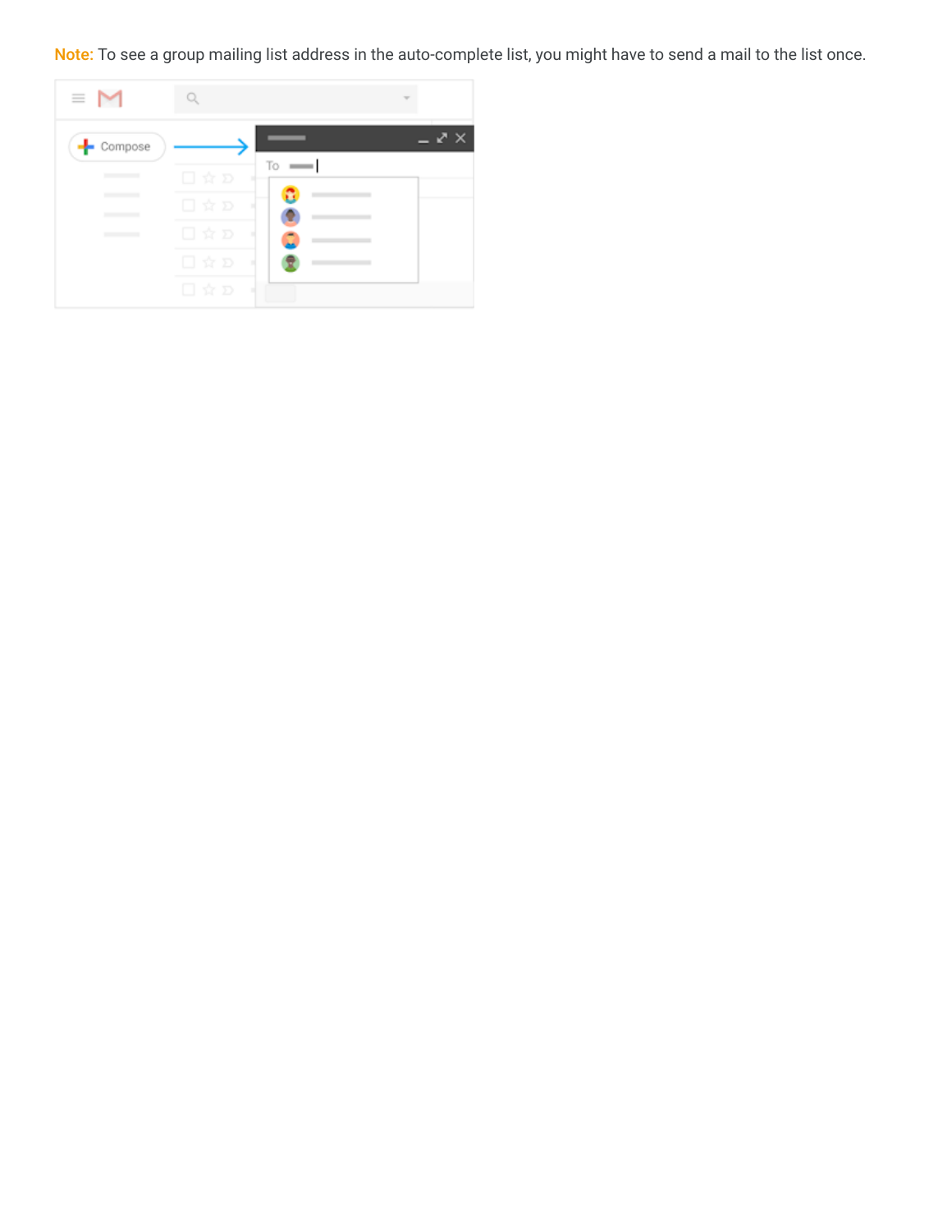**Note:** To see a group mailing list address in the auto-complete list, you might have to send a mail to the list once.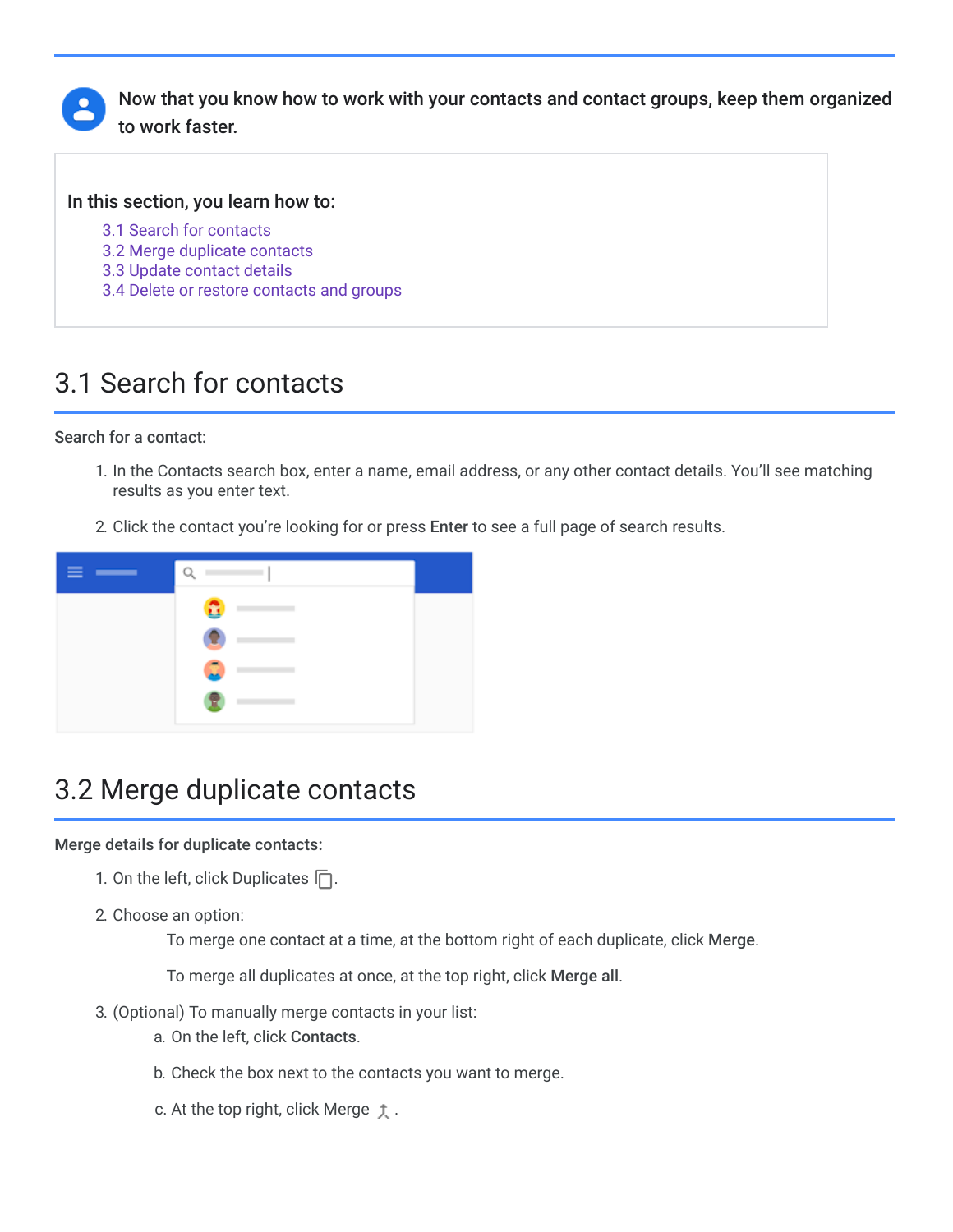Now that you know how to work with your contacts and contact groups, keep them organized to work faster.

**In this section, you learn how to:**

- 3.1 Search for contacts
- 3.2 Merge duplicate contacts
- 3.3 Update contact details
- 3.4 Delete or restore contacts and groups

# 3.1 Search for contacts

**Search for a contact:**

1. In the Contacts search box, enter a name, email address, or any other contact details. You'll see matching results as you enter text.
2. Click the contact you're looking for or press **Enter** to see a full page of search results.

# 3.2 Merge duplicate contacts

**Merge details for duplicate contacts:**

1. On the left, click Duplicates.
2. Choose an option:

   To merge one contact at a time, at the bottom right of each duplicate, click **Merge**.

   To merge all duplicates at once, at the top right, click **Merge all**.

3. (Optional) To manually merge contacts in your list:
   a. On the left, click **Contacts**.
   b. Check the box next to the contacts you want to merge.
   c. At the top right, click Merge.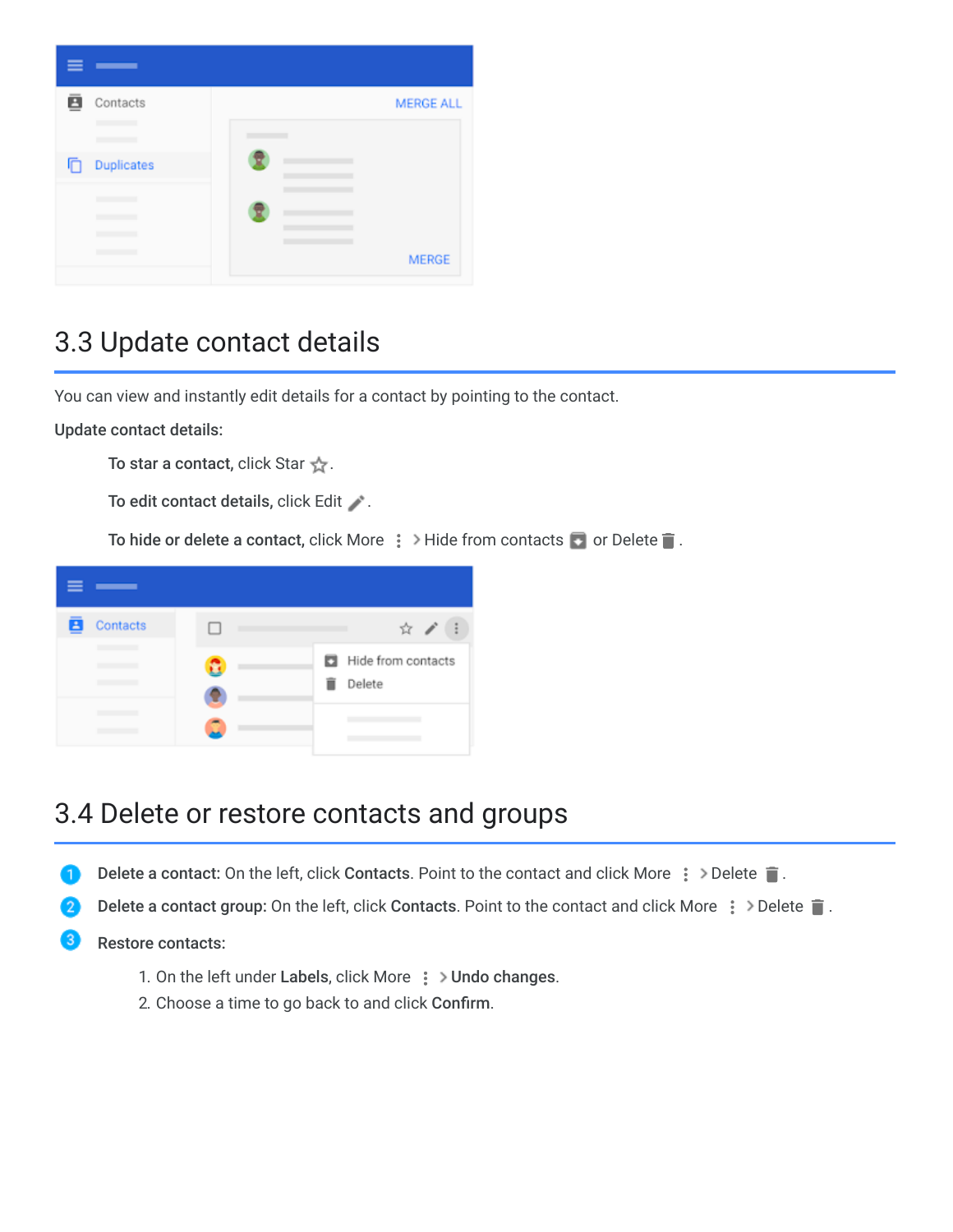## 3.3 Update contact details

You can view and instantly edit details for a contact by pointing to the contact.

**Update contact details:**

**To star a contact,** click Star.

**To edit contact details,** click Edit.

**To hide or delete a contact,** click More > Hide from contacts or Delete.

## 3.4 Delete or restore contacts and groups

1. **Delete a contact:** On the left, click **Contacts**. Point to the contact and click More > Delete.
2. **Delete a contact group:** On the left, click **Contacts**. Point to the contact and click More > Delete.
3. **Restore contacts:**
    1. On the left under **Labels**, click More > **Undo changes**.
    2. Choose a time to go back to and click **Confirm**.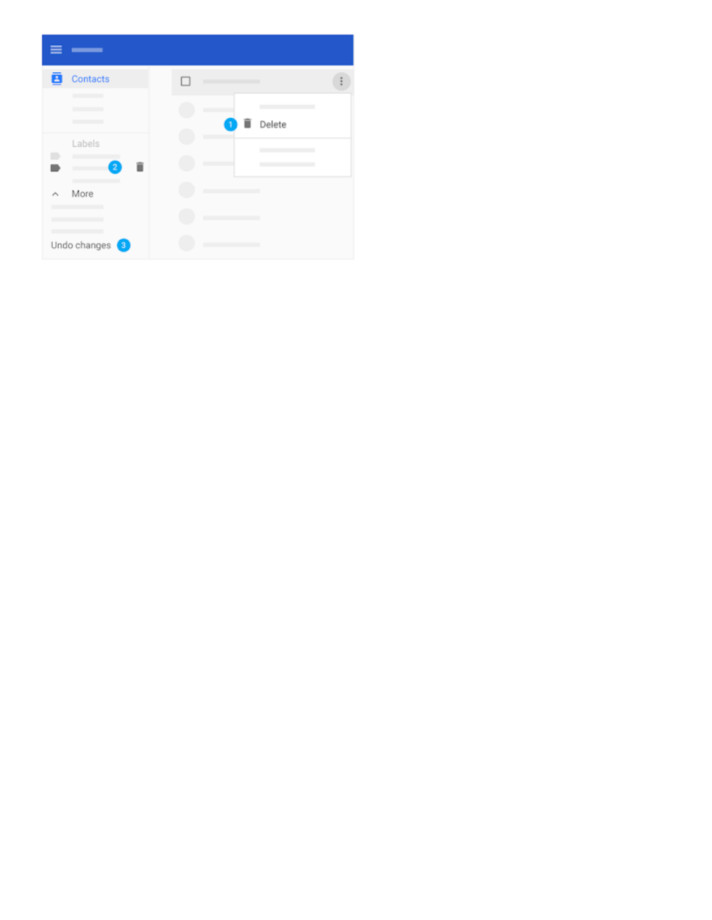Contacts

Labels

More

Undo changes 3

1 Delete

2